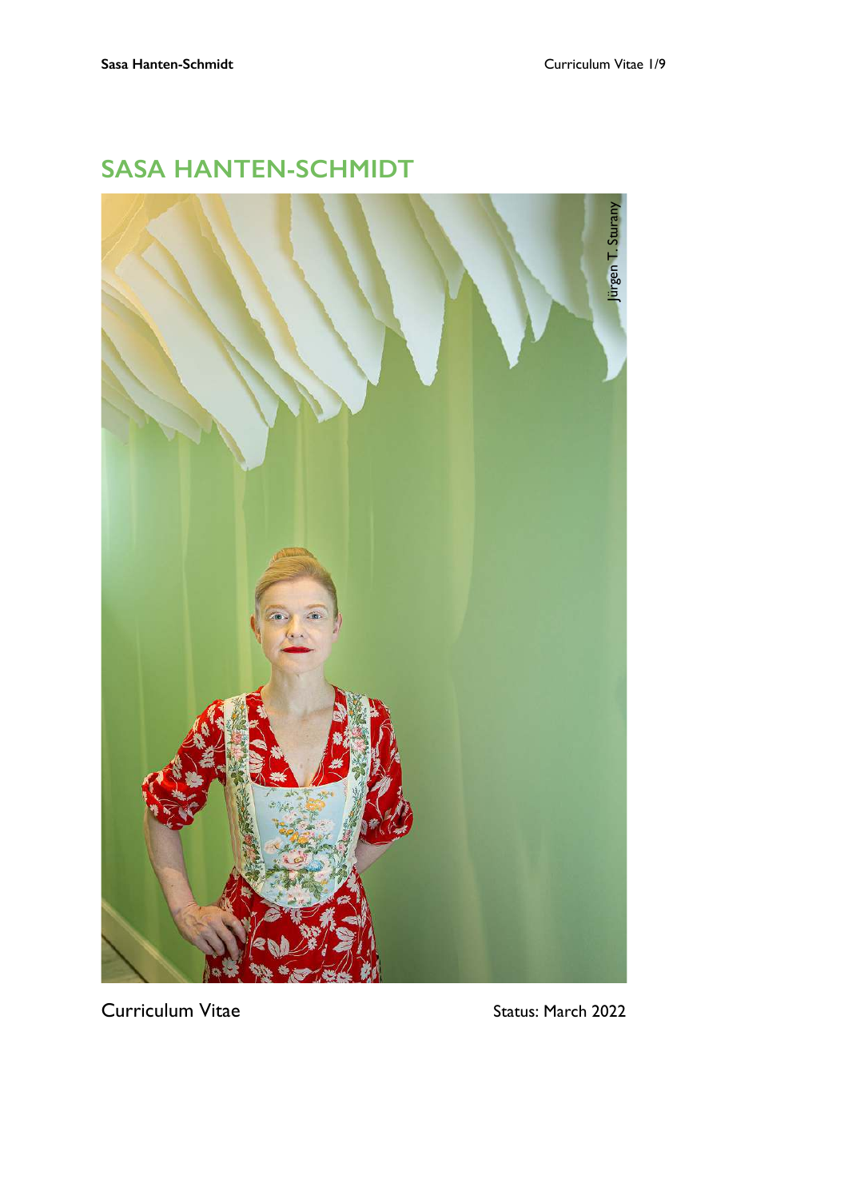# SASA HANTEN-SCHMIDT

Jürgen T. Sturany

Curriculum Vitae

Status: March 2022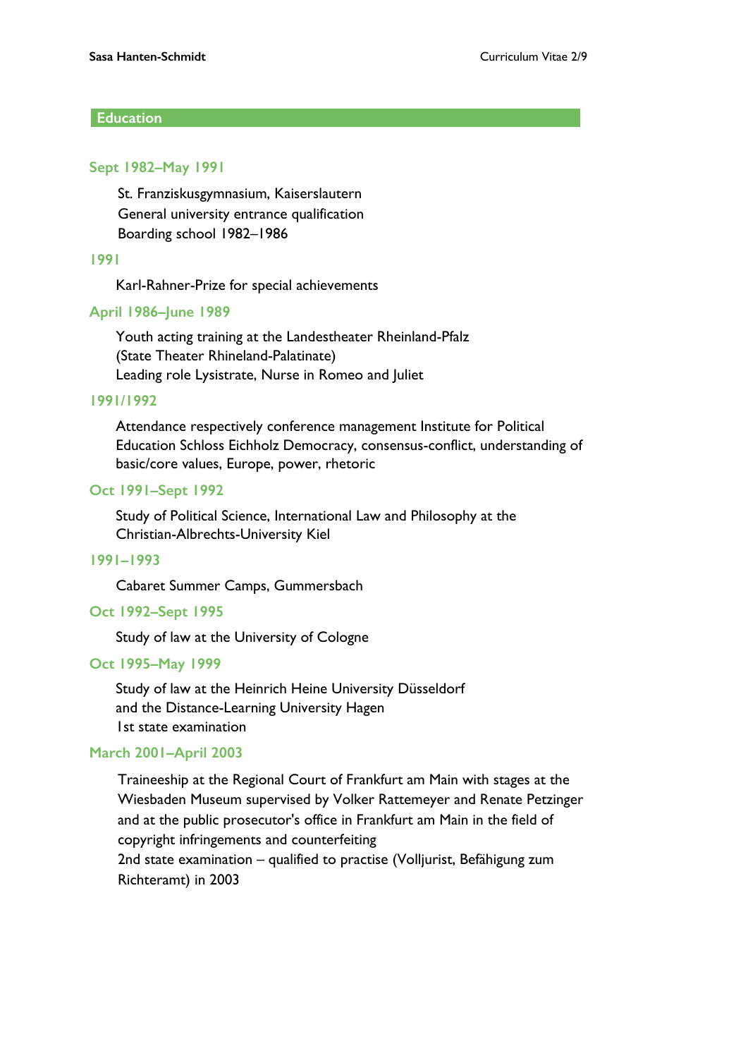## Education

### Sept 1982–May 1991

St. Franziskusgymnasium, Kaiserslautern
General university entrance qualification
Boarding school 1982–1986

### 1991

Karl-Rahner-Prize for special achievements

### April 1986–June 1989

Youth acting training at the Landestheater Rheinland-Pfalz
(State Theater Rhineland-Palatinate)
Leading role Lysistrate, Nurse in Romeo and Juliet

### 1991/1992

Attendance respectively conference management Institute for Political Education Schloss Eichholz Democracy, consensus-conflict, understanding of basic/core values, Europe, power, rhetoric

### Oct 1991–Sept 1992

Study of Political Science, International Law and Philosophy at the Christian-Albrechts-University Kiel

### 1991–1993

Cabaret Summer Camps, Gummersbach

### Oct 1992–Sept 1995

Study of law at the University of Cologne

### Oct 1995–May 1999

Study of law at the Heinrich Heine University Düsseldorf
and the Distance-Learning University Hagen
1st state examination

### March 2001–April 2003

Traineeship at the Regional Court of Frankfurt am Main with stages at the Wiesbaden Museum supervised by Volker Rattemeyer and Renate Petzinger and at the public prosecutor's office in Frankfurt am Main in the field of copyright infringements and counterfeiting
2nd state examination – qualified to practise (Volljurist, Befähigung zum Richteramt) in 2003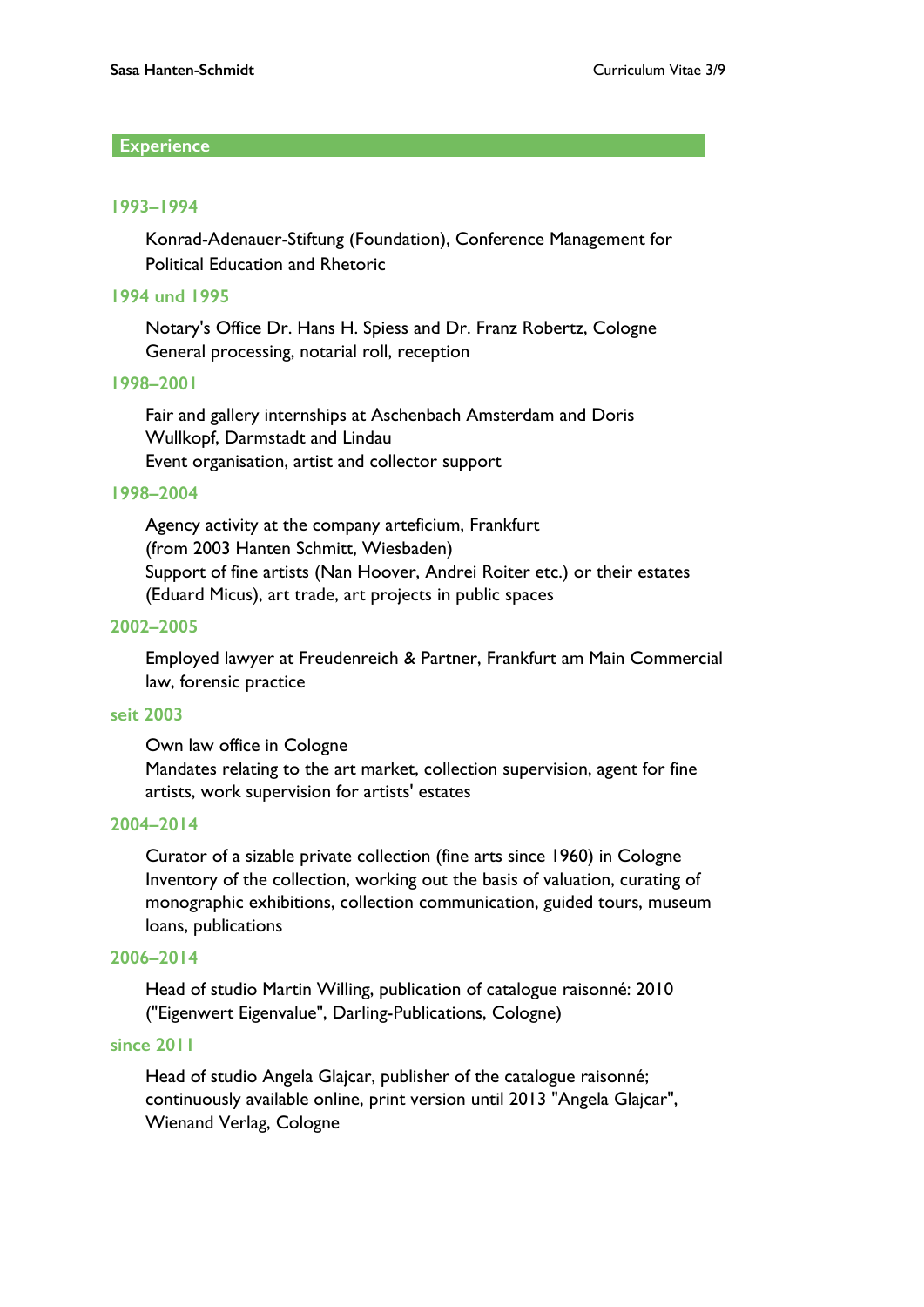## Experience

### 1993–1994

Konrad-Adenauer-Stiftung (Foundation), Conference Management for Political Education and Rhetoric

### 1994 und 1995

Notary's Office Dr. Hans H. Spiess and Dr. Franz Robertz, Cologne
General processing, notarial roll, reception

### 1998–2001

Fair and gallery internships at Aschenbach Amsterdam and Doris Wullkopf, Darmstadt and Lindau
Event organisation, artist and collector support

### 1998–2004

Agency activity at the company arteficium, Frankfurt
(from 2003 Hanten Schmitt, Wiesbaden)
Support of fine artists (Nan Hoover, Andrei Roiter etc.) or their estates (Eduard Micus), art trade, art projects in public spaces

### 2002–2005

Employed lawyer at Freudenreich & Partner, Frankfurt am Main Commercial law, forensic practice

### seit 2003

Own law office in Cologne
Mandates relating to the art market, collection supervision, agent for fine artists, work supervision for artists' estates

### 2004–2014

Curator of a sizable private collection (fine arts since 1960) in Cologne
Inventory of the collection, working out the basis of valuation, curating of monographic exhibitions, collection communication, guided tours, museum loans, publications

### 2006–2014

Head of studio Martin Willing, publication of catalogue raisonné: 2010 ("Eigenwert Eigenvalue", Darling-Publications, Cologne)

### since 2011

Head of studio Angela Glajcar, publisher of the catalogue raisonné; continuously available online, print version until 2013 "Angela Glajcar", Wienand Verlag, Cologne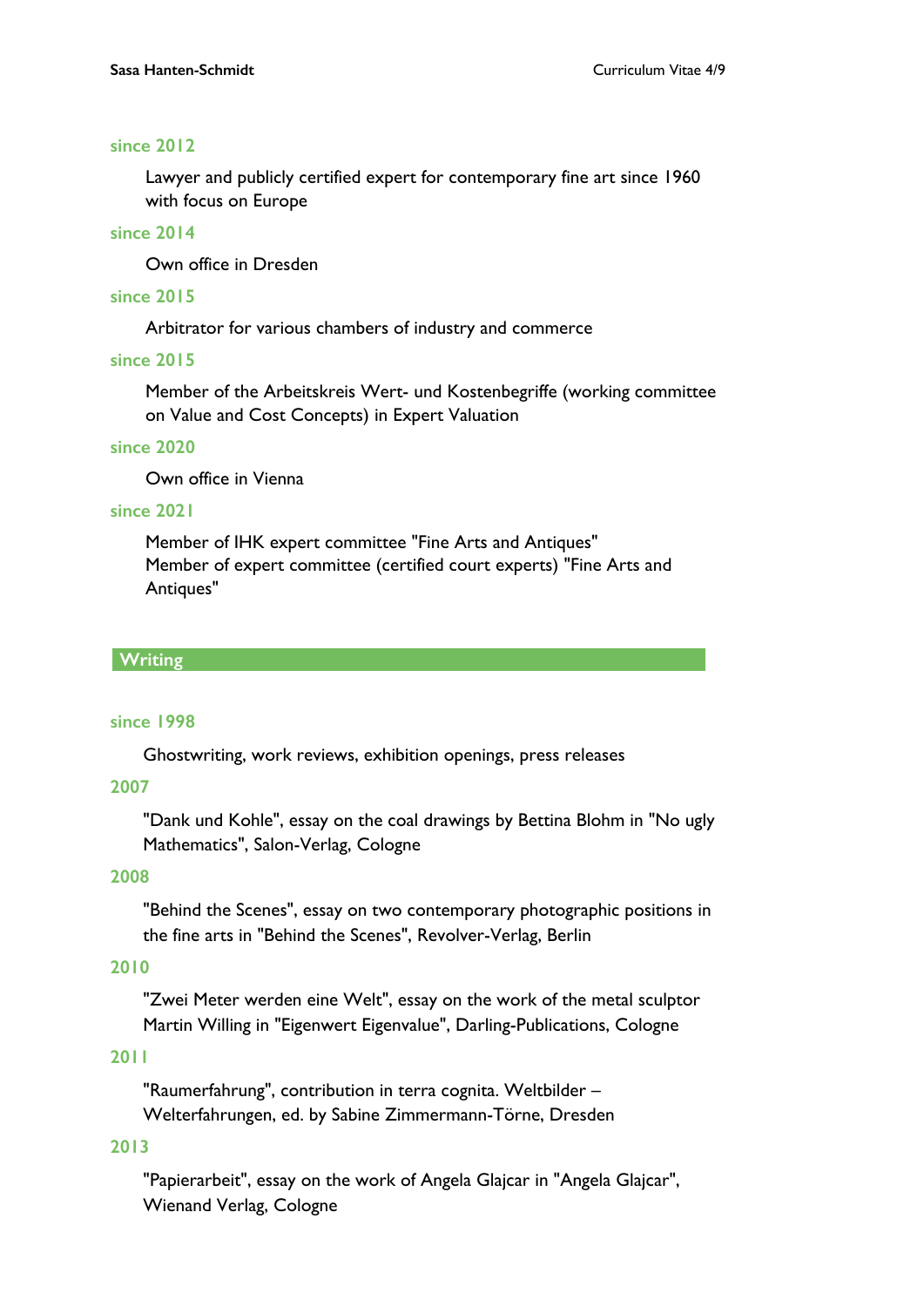**since 2012**

Lawyer and publicly certified expert for contemporary fine art since 1960 with focus on Europe

**since 2014**

Own office in Dresden

**since 2015**

Arbitrator for various chambers of industry and commerce

**since 2015**

Member of the Arbeitskreis Wert- und Kostenbegriffe (working committee on Value and Cost Concepts) in Expert Valuation

**since 2020**

Own office in Vienna

**since 2021**

Member of IHK expert committee "Fine Arts and Antiques"
Member of expert committee (certified court experts) "Fine Arts and Antiques"

## Writing

**since 1998**

Ghostwriting, work reviews, exhibition openings, press releases

**2007**

"Dank und Kohle", essay on the coal drawings by Bettina Blohm in "No ugly Mathematics", Salon-Verlag, Cologne

**2008**

"Behind the Scenes", essay on two contemporary photographic positions in the fine arts in "Behind the Scenes", Revolver-Verlag, Berlin

**2010**

"Zwei Meter werden eine Welt", essay on the work of the metal sculptor Martin Willing in "Eigenwert Eigenvalue", Darling-Publications, Cologne

**2011**

"Raumerfahrung", contribution in terra cognita. Weltbilder – Welterfahrungen, ed. by Sabine Zimmermann-Törne, Dresden

**2013**

"Papierarbeit", essay on the work of Angela Glajcar in "Angela Glajcar", Wienand Verlag, Cologne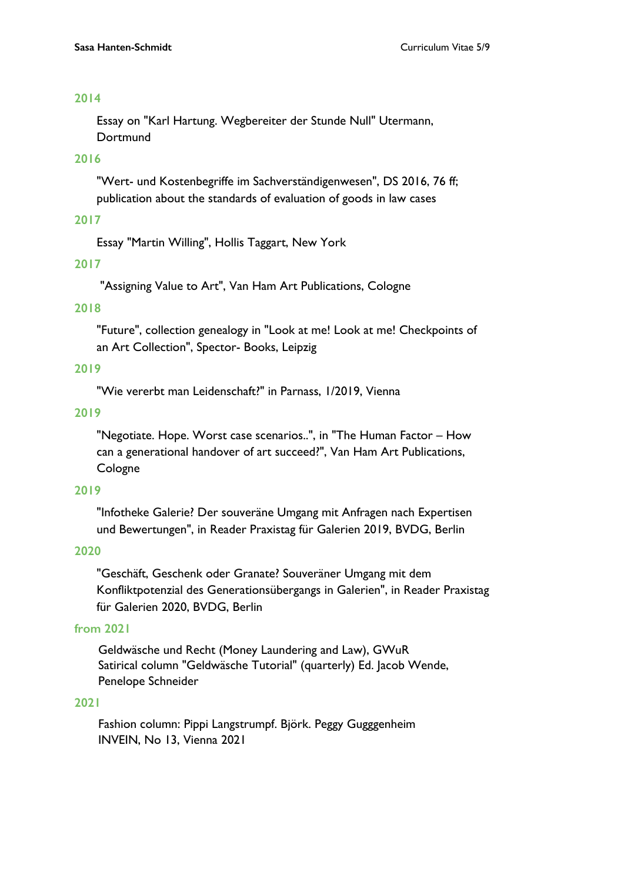### 2014

Essay on "Karl Hartung. Wegbereiter der Stunde Null" Utermann, Dortmund

### 2016

"Wert- und Kostenbegriffe im Sachverständigenwesen", DS 2016, 76 ff; publication about the standards of evaluation of goods in law cases

### 2017

Essay "Martin Willing", Hollis Taggart, New York

### 2017

"Assigning Value to Art", Van Ham Art Publications, Cologne

### 2018

"Future", collection genealogy in "Look at me! Look at me! Checkpoints of an Art Collection", Spector- Books, Leipzig

### 2019

"Wie vererbt man Leidenschaft?" in Parnass, 1/2019, Vienna

### 2019

"Negotiate. Hope. Worst case scenarios..", in "The Human Factor – How can a generational handover of art succeed?", Van Ham Art Publications, Cologne

### 2019

"Infotheke Galerie? Der souveräne Umgang mit Anfragen nach Expertisen und Bewertungen", in Reader Praxistag für Galerien 2019, BVDG, Berlin

### 2020

"Geschäft, Geschenk oder Granate? Souveräner Umgang mit dem Konfliktpotenzial des Generationsübergangs in Galerien", in Reader Praxistag für Galerien 2020, BVDG, Berlin

### from 2021

Geldwäsche und Recht (Money Laundering and Law), GWuR
Satirical column "Geldwäsche Tutorial" (quarterly) Ed. Jacob Wende, Penelope Schneider

### 2021

Fashion column: Pippi Langstrumpf. Björk. Peggy Gugggenheim
INVEIN, No 13, Vienna 2021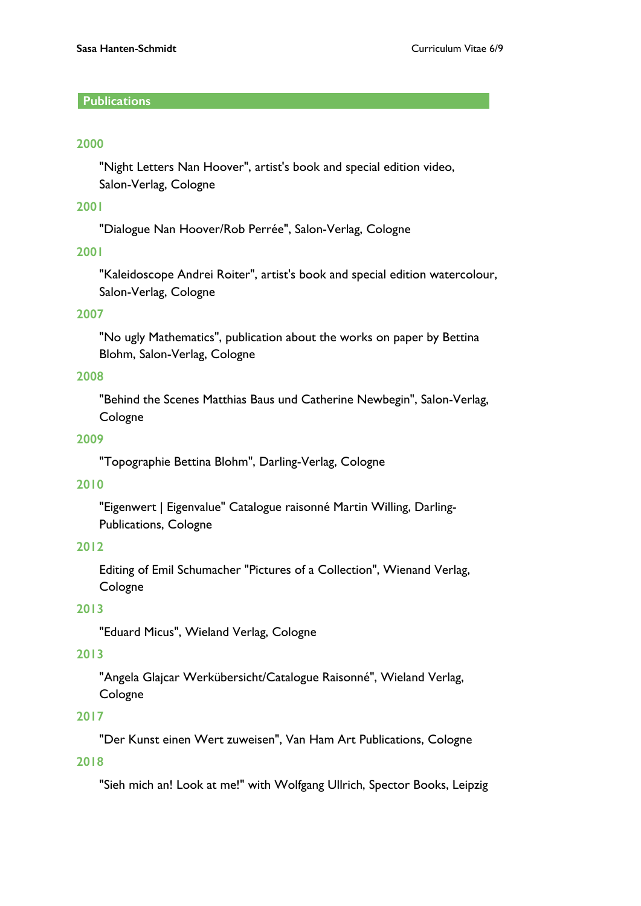## Publications

### 2000

"Night Letters Nan Hoover", artist's book and special edition video, Salon-Verlag, Cologne

### 2001

"Dialogue Nan Hoover/Rob Perrée", Salon-Verlag, Cologne

### 2001

"Kaleidoscope Andrei Roiter", artist's book and special edition watercolour, Salon-Verlag, Cologne

### 2007

"No ugly Mathematics", publication about the works on paper by Bettina Blohm, Salon-Verlag, Cologne

### 2008

"Behind the Scenes Matthias Baus und Catherine Newbegin", Salon-Verlag, Cologne

### 2009

"Topographie Bettina Blohm", Darling-Verlag, Cologne

### 2010

"Eigenwert | Eigenvalue" Catalogue raisonné Martin Willing, Darling-Publications, Cologne

### 2012

Editing of Emil Schumacher "Pictures of a Collection", Wienand Verlag, Cologne

### 2013

"Eduard Micus", Wieland Verlag, Cologne

### 2013

"Angela Glajcar Werkübersicht/Catalogue Raisonné", Wieland Verlag, Cologne

### 2017

"Der Kunst einen Wert zuweisen", Van Ham Art Publications, Cologne

### 2018

"Sieh mich an! Look at me!" with Wolfgang Ullrich, Spector Books, Leipzig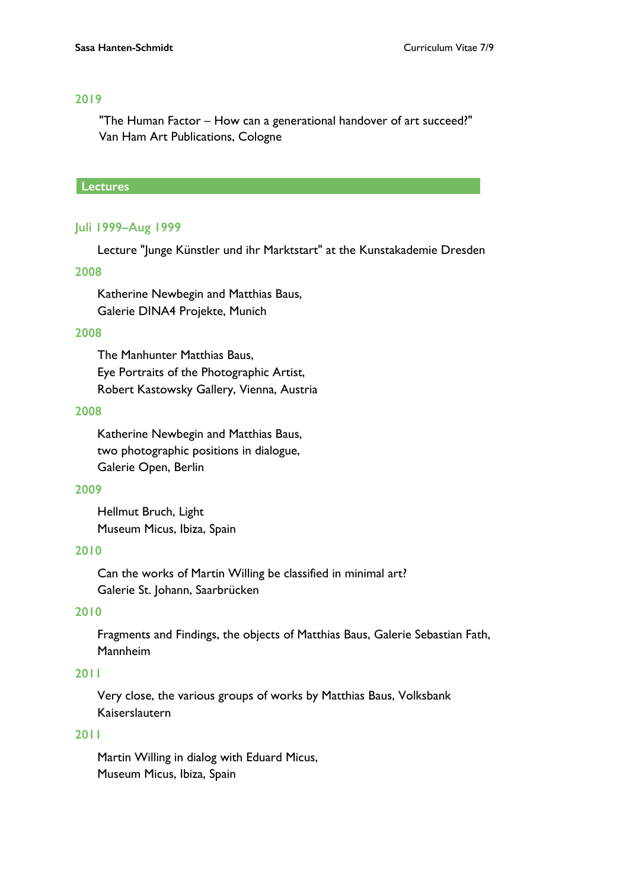### 2019

"The Human Factor – How can a generational handover of art succeed?"
Van Ham Art Publications, Cologne

## Lectures

### Juli 1999–Aug 1999

Lecture "Junge Künstler und ihr Marktstart" at the Kunstakademie Dresden

### 2008

Katherine Newbegin and Matthias Baus,
Galerie DINA4 Projekte, Munich

### 2008

The Manhunter Matthias Baus,
Eye Portraits of the Photographic Artist,
Robert Kastowsky Gallery, Vienna, Austria

### 2008

Katherine Newbegin and Matthias Baus,
two photographic positions in dialogue,
Galerie Open, Berlin

### 2009

Hellmut Bruch, Light
Museum Micus, Ibiza, Spain

### 2010

Can the works of Martin Willing be classified in minimal art?
Galerie St. Johann, Saarbrücken

### 2010

Fragments and Findings, the objects of Matthias Baus, Galerie Sebastian Fath, Mannheim

### 2011

Very close, the various groups of works by Matthias Baus, Volksbank Kaiserslautern

### 2011

Martin Willing in dialog with Eduard Micus,
Museum Micus, Ibiza, Spain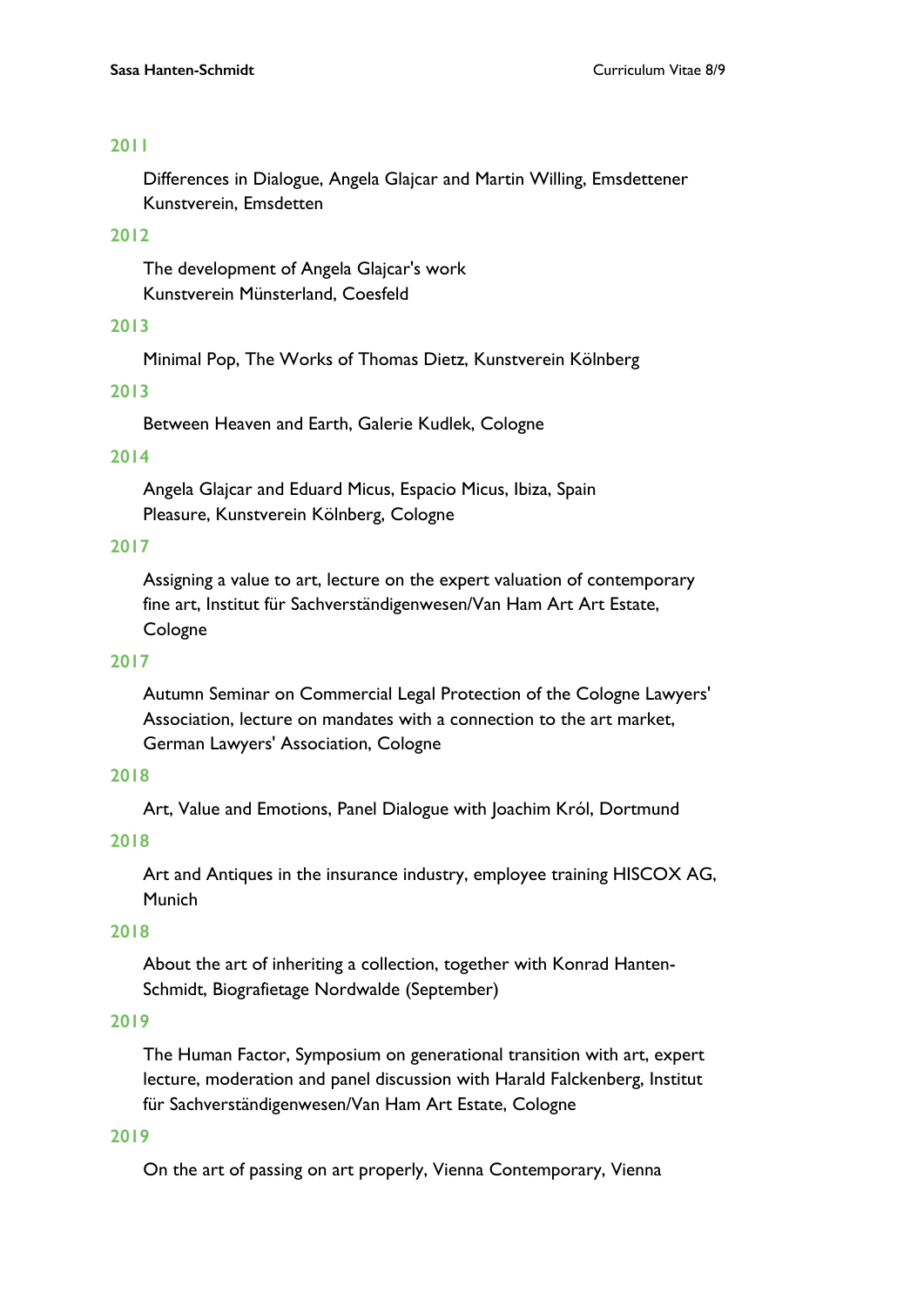**2011**

Differences in Dialogue, Angela Glajcar and Martin Willing, Emsdettener Kunstverein, Emsdetten

**2012**

The development of Angela Glajcar's work
Kunstverein Münsterland, Coesfeld

**2013**

Minimal Pop, The Works of Thomas Dietz, Kunstverein Kölnberg

**2013**

Between Heaven and Earth, Galerie Kudlek, Cologne

**2014**

Angela Glajcar and Eduard Micus, Espacio Micus, Ibiza, Spain
Pleasure, Kunstverein Kölnberg, Cologne

**2017**

Assigning a value to art, lecture on the expert valuation of contemporary fine art, Institut für Sachverständigenwesen/Van Ham Art Art Estate, Cologne

**2017**

Autumn Seminar on Commercial Legal Protection of the Cologne Lawyers' Association, lecture on mandates with a connection to the art market, German Lawyers' Association, Cologne

**2018**

Art, Value and Emotions, Panel Dialogue with Joachim Król, Dortmund

**2018**

Art and Antiques in the insurance industry, employee training HISCOX AG, Munich

**2018**

About the art of inheriting a collection, together with Konrad Hanten-Schmidt, Biografietage Nordwalde (September)

**2019**

The Human Factor, Symposium on generational transition with art, expert lecture, moderation and panel discussion with Harald Falckenberg, Institut für Sachverständigenwesen/Van Ham Art Estate, Cologne

**2019**

On the art of passing on art properly, Vienna Contemporary, Vienna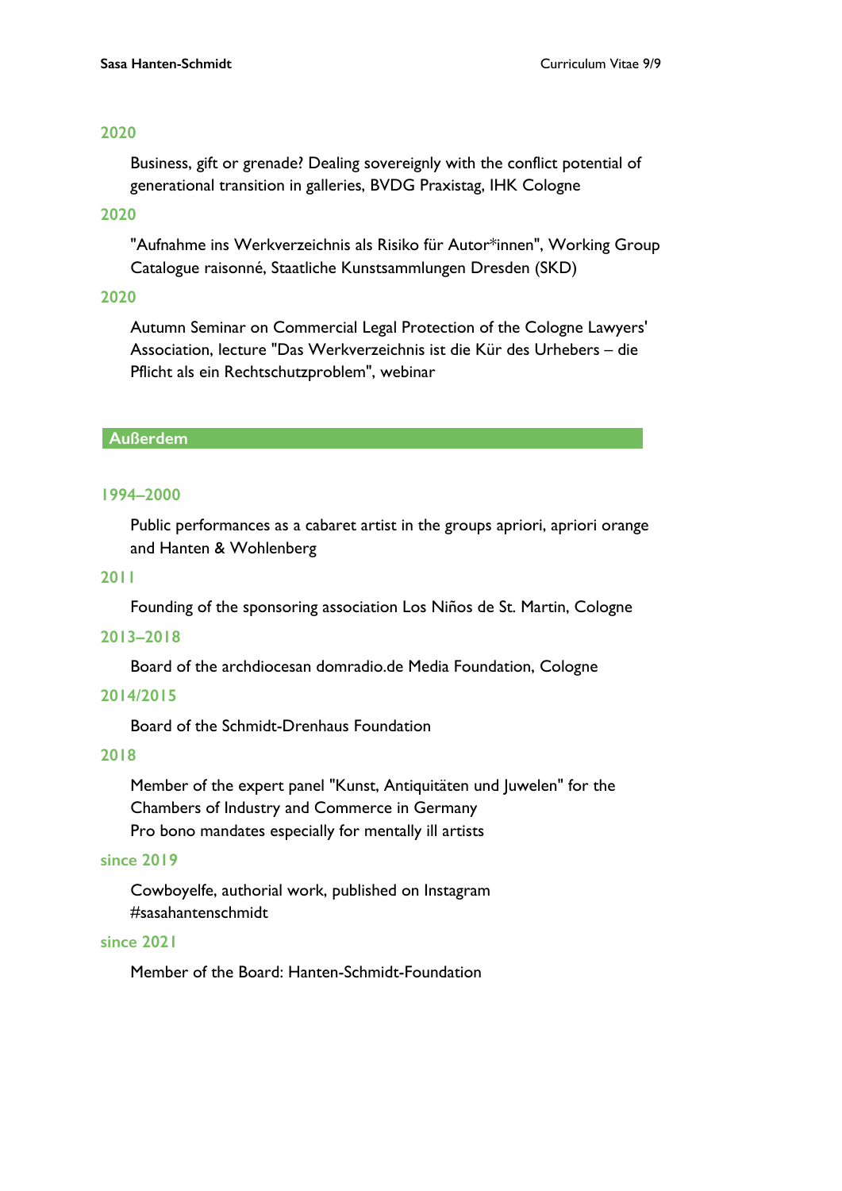**2020**

Business, gift or grenade? Dealing sovereignly with the conflict potential of generational transition in galleries, BVDG Praxistag, IHK Cologne

**2020**

"Aufnahme ins Werkverzeichnis als Risiko für Autor*innen", Working Group Catalogue raisonné, Staatliche Kunstsammlungen Dresden (SKD)

**2020**

Autumn Seminar on Commercial Legal Protection of the Cologne Lawyers' Association, lecture "Das Werkverzeichnis ist die Kür des Urhebers – die Pflicht als ein Rechtschutzproblem", webinar

## Außerdem

**1994–2000**

Public performances as a cabaret artist in the groups apriori, apriori orange and Hanten & Wohlenberg

**2011**

Founding of the sponsoring association Los Niños de St. Martin, Cologne

**2013–2018**

Board of the archdiocesan domradio.de Media Foundation, Cologne

**2014/2015**

Board of the Schmidt-Drenhaus Foundation

**2018**

Member of the expert panel "Kunst, Antiquitäten und Juwelen" for the Chambers of Industry and Commerce in Germany
Pro bono mandates especially for mentally ill artists

**since 2019**

Cowboyelfe, authorial work, published on Instagram
#sasahantenschmidt

**since 2021**

Member of the Board: Hanten-Schmidt-Foundation